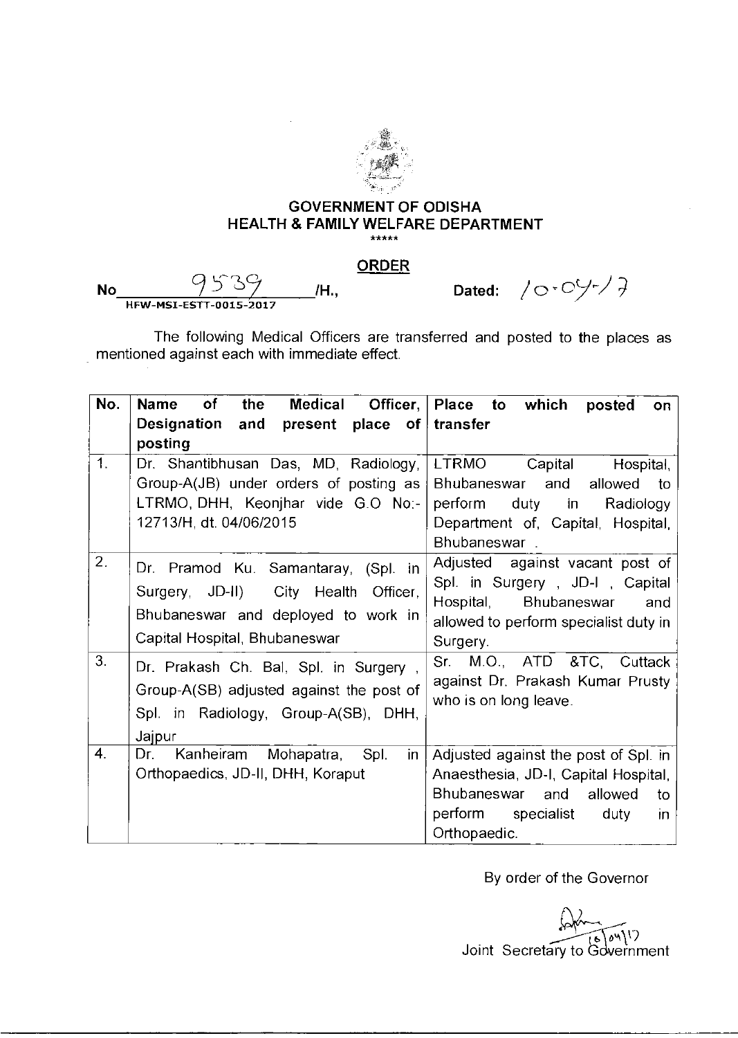**GOVERNMENT OF ODISHA**
**HEALTH & FAMILY WELFARE DEPARTMENT**

\*\*\*\*\*

**ORDER**

No 9539 /H., Dated: 10-04-17
HFW-MSI-ESTT-0015-2017

The following Medical Officers are transferred and posted to the places as mentioned against each with immediate effect.

| No. | Name of the Medical Officer, Designation and present place of posting | Place to which posted on transfer |
|---|---|---|
| 1. | Dr. Shantibhusan Das, MD, Radiology, Group-A(JB) under orders of posting as LTRMO, DHH, Keonjhar vide G.O No:- 12713/H, dt. 04/06/2015 | LTRMO Capital Hospital, Bhubaneswar and allowed to perform duty in Radiology Department of, Capital, Hospital, Bhubaneswar . |
| 2. | Dr. Pramod Ku. Samantaray, (Spl. in Surgery, JD-II) City Health Officer, Bhubaneswar and deployed to work in Capital Hospital, Bhubaneswar | Adjusted against vacant post of Spl. in Surgery , JD-I , Capital Hospital, Bhubaneswar and allowed to perform specialist duty in Surgery. |
| 3. | Dr. Prakash Ch. Bal, Spl. in Surgery , Group-A(SB) adjusted against the post of Spl. in Radiology, Group-A(SB), DHH, Jajpur | Sr. M.O., ATD &TC, Cuttack against Dr. Prakash Kumar Prusty who is on long leave. |
| 4. | Dr. Kanheiram Mohapatra, Spl. in Orthopaedics, JD-II, DHH, Koraput | Adjusted against the post of Spl. in Anaesthesia, JD-I, Capital Hospital, Bhubaneswar and allowed to perform specialist duty in Orthopaedic. |

By order of the Governor

16/04/17
Joint Secretary to Government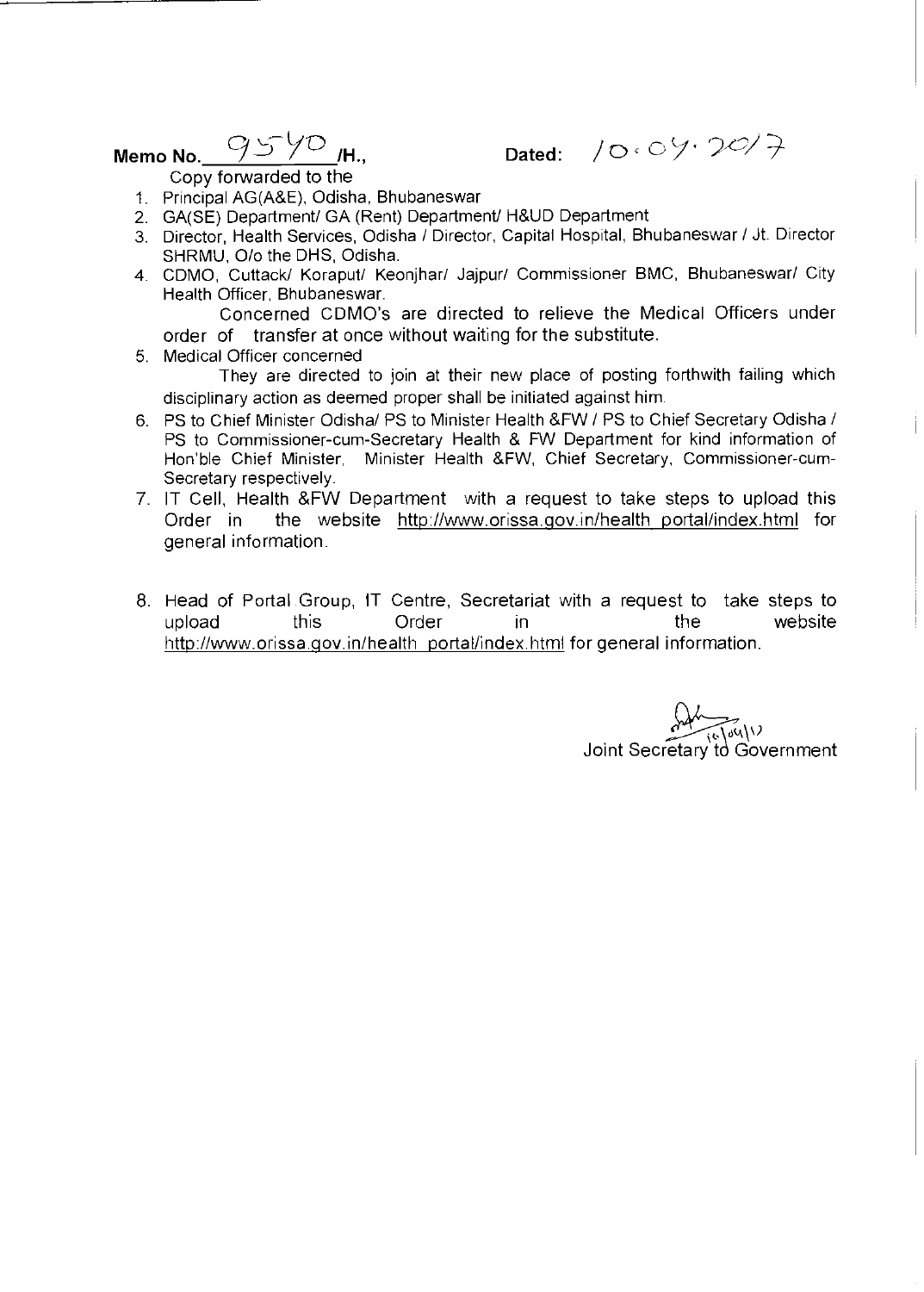**Memo No.** 9540 **/H.,** **Dated:** 10.04.2017

Copy forwarded to the

1. Principal AG(A&E), Odisha, Bhubaneswar
2. GA(SE) Department/ GA (Rent) Department/ H&UD Department
3. Director, Health Services, Odisha / Director, Capital Hospital, Bhubaneswar / Jt. Director SHRMU, O/o the DHS, Odisha.
4. CDMO, Cuttack/ Koraput/ Keonjhar/ Jajpur/ Commissioner BMC, Bhubaneswar/ City Health Officer, Bhubaneswar.

   Concerned CDMO's are directed to relieve the Medical Officers under order of transfer at once without waiting for the substitute.
5. Medical Officer concerned

   They are directed to join at their new place of posting forthwith failing which disciplinary action as deemed proper shall be initiated against him.
6. PS to Chief Minister Odisha/ PS to Minister Health &FW / PS to Chief Secretary Odisha / PS to Commissioner-cum-Secretary Health & FW Department for kind information of Hon'ble Chief Minister, Minister Health &FW, Chief Secretary, Commissioner-cum-Secretary respectively.
7. IT Cell, Health &FW Department with a request to take steps to upload this Order in the website http://www.orissa.gov.in/health_portal/index.html for general information.
8. Head of Portal Group, IT Centre, Secretariat with a request to take steps to upload this Order in the website http://www.orissa.gov.in/health_portal/index.html for general information.

Sd/- 10/04/17

Joint Secretary to Government